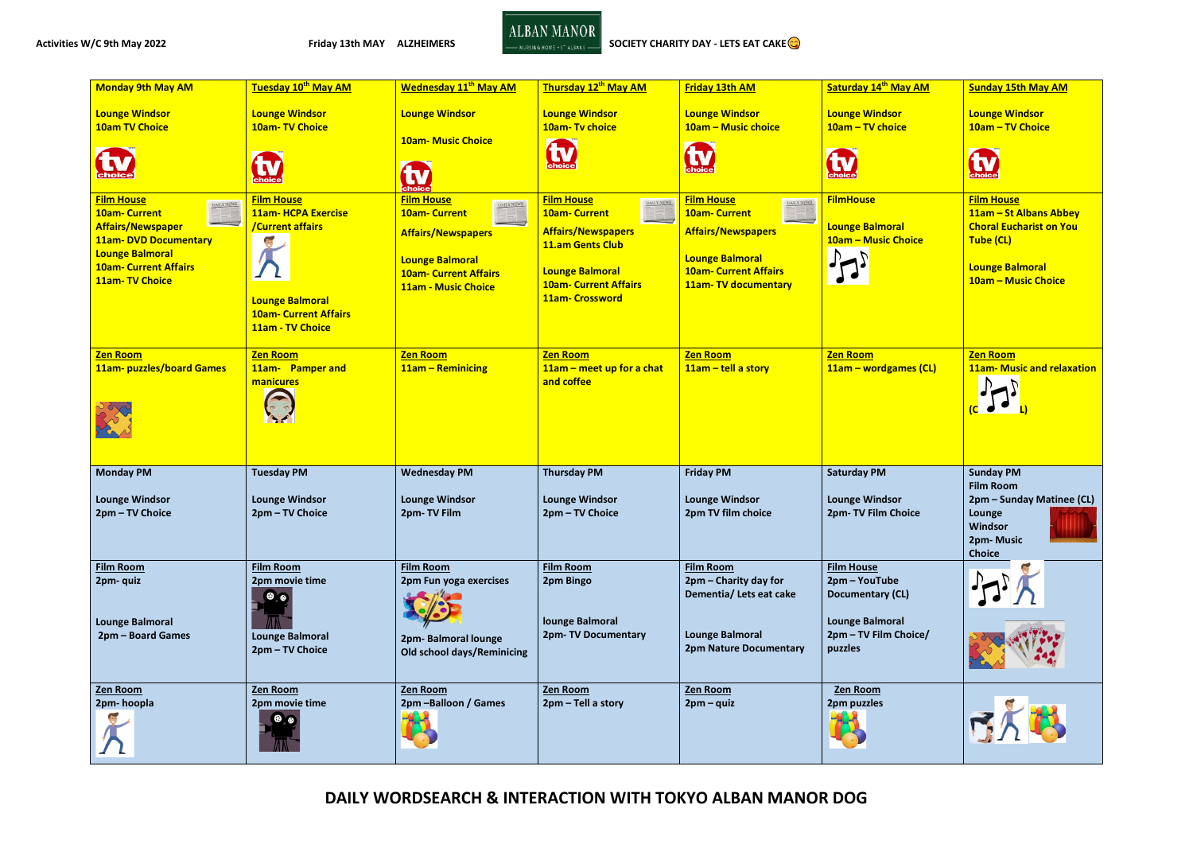**Activities W/C 9th May 2022**

**Friday 13th MAY ALZHEIMERS SOCIETY CHARITY DAY - LETS EAT CAKE**

ALBAN MANOR NURSING HOME • ST ALBANS

| **Monday 9th May AM** | **Tuesday 10th May AM** | **Wednesday 11th May AM** | **Thursday 12th May AM** | **Friday 13th AM** | **Saturday 14th May AM** | **Sunday 15th May AM** |
|---|---|---|---|---|---|---|
| **Lounge Windsor**<br>**10am TV Choice** | **Lounge Windsor**<br>**10am- TV Choice** | **Lounge Windsor**<br>**10am- Music Choice** | **Lounge Windsor**<br>**10am- Tv choice** | **Lounge Windsor**<br>**10am – Music choice** | **Lounge Windsor**<br>**10am – TV choice** | **Lounge Windsor**<br>**10am – TV Choice** |
| **Film House**<br>**10am- Current Affairs/Newspaper**<br>**11am- DVD Documentary**<br>**Lounge Balmoral**<br>**10am- Current Affairs**<br>**11am- TV Choice** | **Film House**<br>**11am- HCPA Exercise /Current affairs**<br>**Lounge Balmoral**<br>**10am- Current Affairs**<br>**11am - TV Choice** | **Film House**<br>**10am- Current Affairs/Newspapers**<br>**Lounge Balmoral**<br>**10am- Current Affairs**<br>**11am - Music Choice** | **Film House**<br>**10am- Current Affairs/Newspapers**<br>**11.am Gents Club**<br>**Lounge Balmoral**<br>**10am- Current Affairs**<br>**11am- Crossword** | **Film House**<br>**10am- Current Affairs/Newspapers**<br>**Lounge Balmoral**<br>**10am- Current Affairs**<br>**11am- TV documentary** | **FilmHouse**<br>**Lounge Balmoral**<br>**10am – Music Choice** | **Film House**<br>**11am – St Albans Abbey Choral Eucharist on You Tube (CL)**<br>**Lounge Balmoral**<br>**10am – Music Choice** |
| **Zen Room**<br>**11am- puzzles/board Games** | **Zen Room**<br>**11am- Pamper and manicures** | **Zen Room**<br>**11am – Reminicing** | **Zen Room**<br>**11am – meet up for a chat and coffee** | **Zen Room**<br>**11am – tell a story** | **Zen Room**<br>**11am – wordgames (CL)** | **Zen Room**<br>**11am- Music and relaxation (CL)** |
| **Monday PM**<br>**Lounge Windsor**<br>**2pm – TV Choice** | **Tuesday PM**<br>**Lounge Windsor**<br>**2pm – TV Choice** | **Wednesday PM**<br>**Lounge Windsor**<br>**2pm- TV Film** | **Thursday PM**<br>**Lounge Windsor**<br>**2pm – TV Choice** | **Friday PM**<br>**Lounge Windsor**<br>**2pm TV film choice** | **Saturday PM**<br>**Lounge Windsor**<br>**2pm- TV Film Choice** | **Sunday PM**<br>**Film Room**<br>**2pm – Sunday Matinee (CL)**<br>**Lounge Windsor**<br>**2pm- Music Choice** |
| **Film Room**<br>**2pm- quiz**<br>**Lounge Balmoral**<br>**2pm – Board Games** | **Film Room**<br>**2pm movie time**<br>**Lounge Balmoral**<br>**2pm – TV Choice** | **Film Room**<br>**2pm Fun yoga exercises**<br>**2pm- Balmoral lounge Old school days/Reminicing** | **Film Room**<br>**2pm Bingo**<br>**lounge Balmoral**<br>**2pm- TV Documentary** | **Film Room**<br>**2pm – Charity day for Dementia/ Lets eat cake**<br>**Lounge Balmoral**<br>**2pm Nature Documentary** | **Film House**<br>**2pm – YouTube Documentary (CL)**<br>**Lounge Balmoral**<br>**2pm – TV Film Choice/ puzzles** | |
| **Zen Room**<br>**2pm- hoopla** | **Zen Room**<br>**2pm movie time** | **Zen Room**<br>**2pm –Balloon / Games** | **Zen Room**<br>**2pm – Tell a story** | **Zen Room**<br>**2pm – quiz** | **Zen Room**<br>**2pm puzzles** | |

**DAILY WORDSEARCH & INTERACTION WITH TOKYO ALBAN MANOR DOG**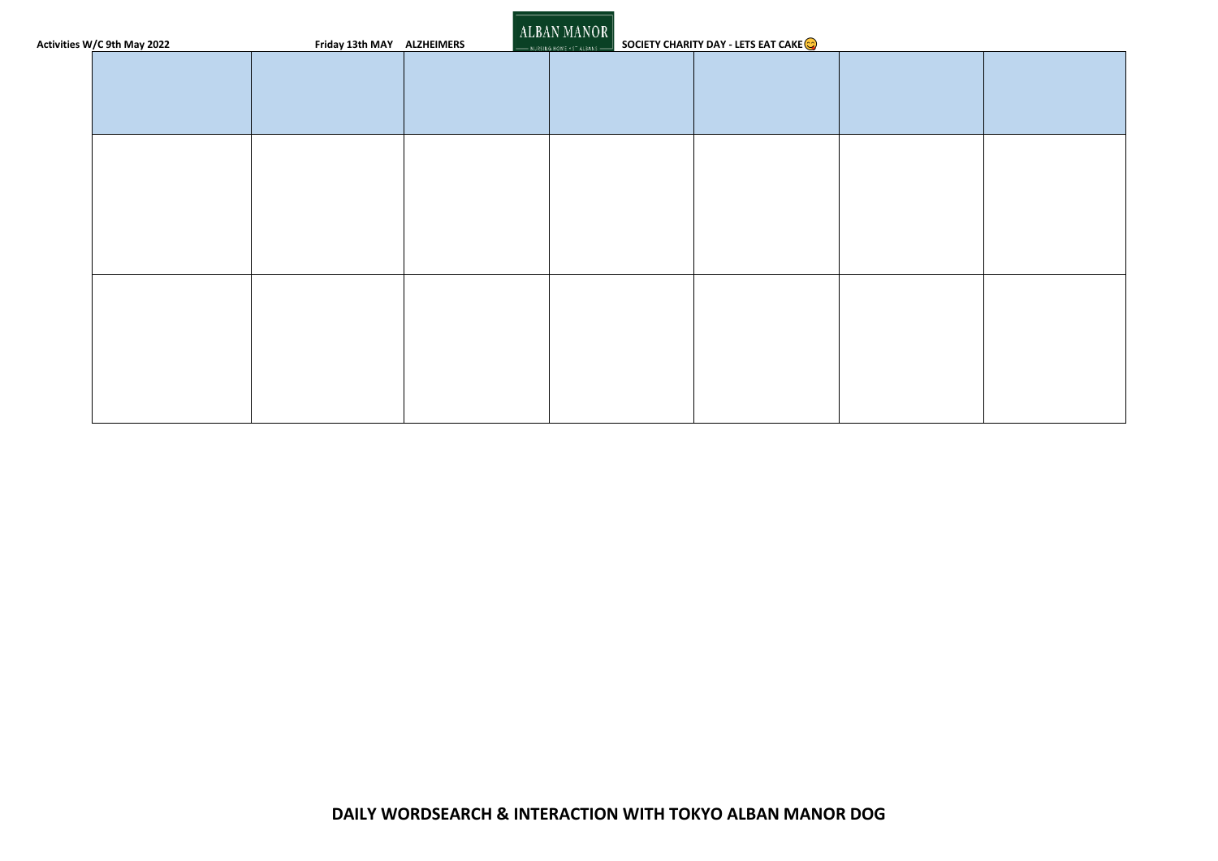Activities W/C 9th May 2022 Friday 13th MAY ALZHEIMERS ALBAN MANOR SOCIETY CHARITY DAY - LETS EAT CAKE😋

| | | | | | | |
|---|---|---|---|---|---|---|
| | | | | | | |
| | | | | | | |
| | | | | | | |

**DAILY WORDSEARCH & INTERACTION WITH TOKYO ALBAN MANOR DOG**